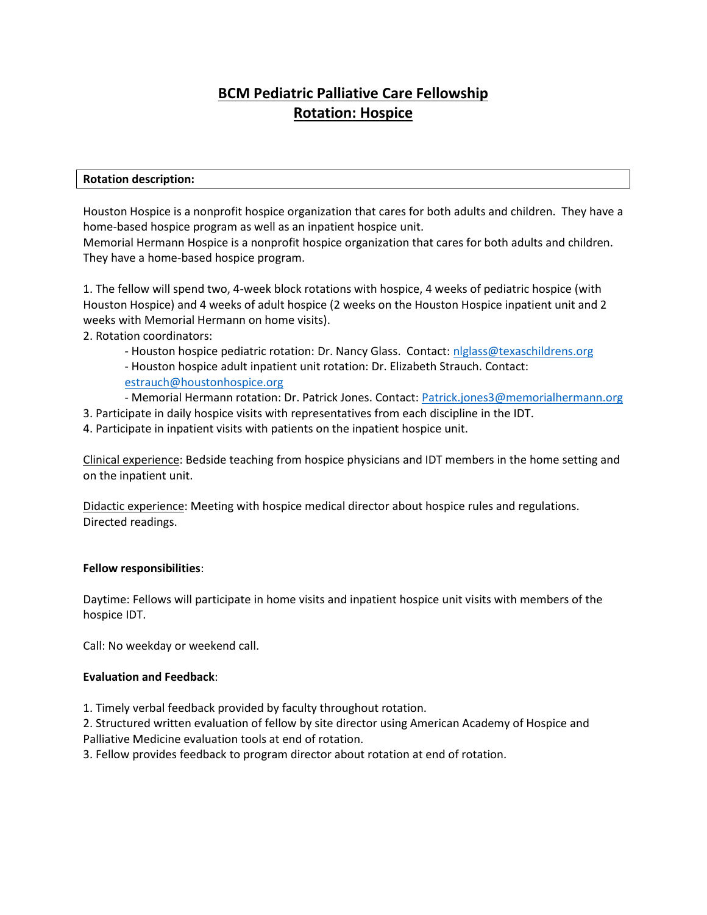# BCM Pediatric Palliative Care Fellowship
# Rotation: Hospice

**Rotation description:**

Houston Hospice is a nonprofit hospice organization that cares for both adults and children. They have a home-based hospice program as well as an inpatient hospice unit.
Memorial Hermann Hospice is a nonprofit hospice organization that cares for both adults and children. They have a home-based hospice program.

1. The fellow will spend two, 4-week block rotations with hospice, 4 weeks of pediatric hospice (with Houston Hospice) and 4 weeks of adult hospice (2 weeks on the Houston Hospice inpatient unit and 2 weeks with Memorial Hermann on home visits).
2. Rotation coordinators:
    - Houston hospice pediatric rotation: Dr. Nancy Glass. Contact: nlglass@texaschildrens.org
    - Houston hospice adult inpatient unit rotation: Dr. Elizabeth Strauch. Contact: estrauch@houstonhospice.org
    - Memorial Hermann rotation: Dr. Patrick Jones. Contact: Patrick.jones3@memorialhermann.org
3. Participate in daily hospice visits with representatives from each discipline in the IDT.
4. Participate in inpatient visits with patients on the inpatient hospice unit.

Clinical experience: Bedside teaching from hospice physicians and IDT members in the home setting and on the inpatient unit.

Didactic experience: Meeting with hospice medical director about hospice rules and regulations. Directed readings.

**Fellow responsibilities**:

Daytime: Fellows will participate in home visits and inpatient hospice unit visits with members of the hospice IDT.

Call: No weekday or weekend call.

**Evaluation and Feedback**:

1. Timely verbal feedback provided by faculty throughout rotation.
2. Structured written evaluation of fellow by site director using American Academy of Hospice and Palliative Medicine evaluation tools at end of rotation.
3. Fellow provides feedback to program director about rotation at end of rotation.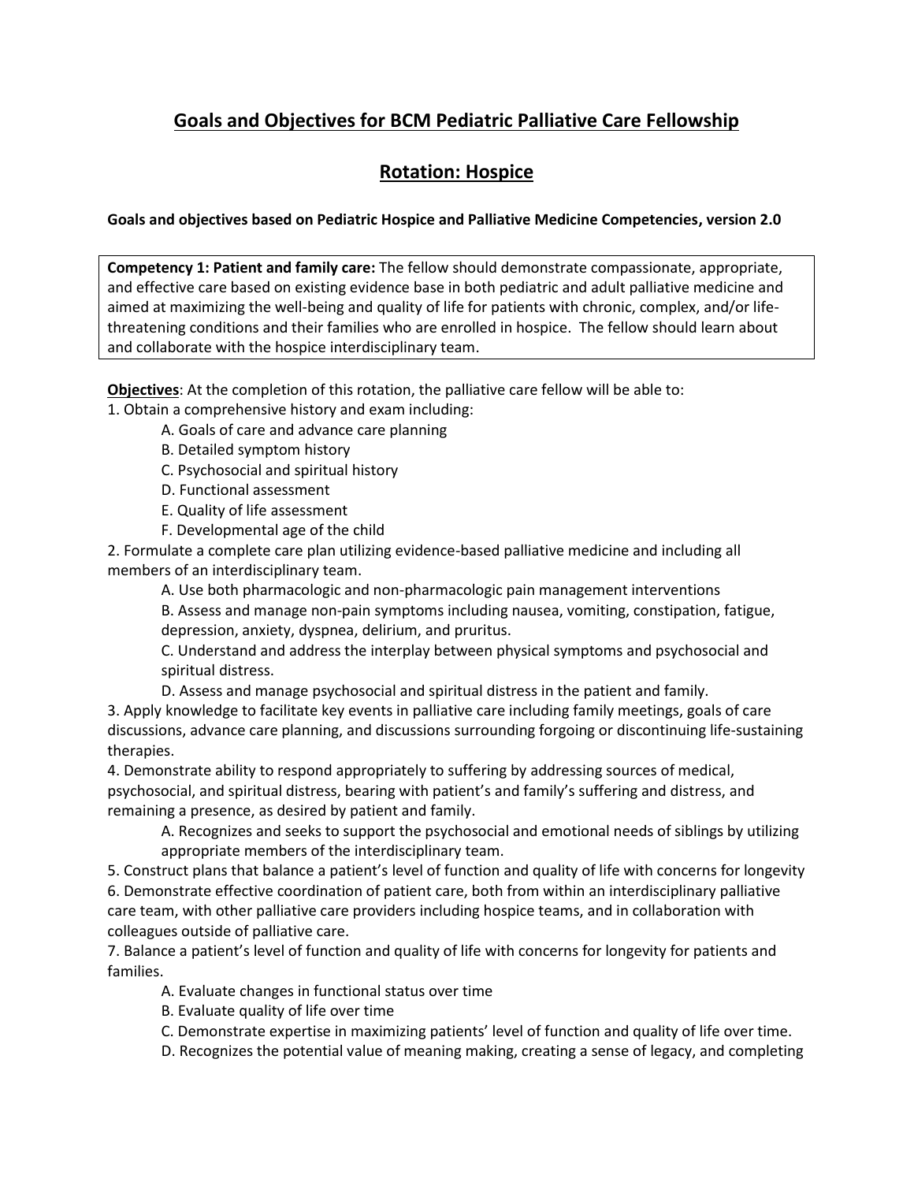## Goals and Objectives for BCM Pediatric Palliative Care Fellowship

## Rotation: Hospice

**Goals and objectives based on Pediatric Hospice and Palliative Medicine Competencies, version 2.0**

**Competency 1: Patient and family care:** The fellow should demonstrate compassionate, appropriate, and effective care based on existing evidence base in both pediatric and adult palliative medicine and aimed at maximizing the well-being and quality of life for patients with chronic, complex, and/or life-threatening conditions and their families who are enrolled in hospice. The fellow should learn about and collaborate with the hospice interdisciplinary team.

**Objectives**: At the completion of this rotation, the palliative care fellow will be able to:

1. Obtain a comprehensive history and exam including:
   - A. Goals of care and advance care planning
   - B. Detailed symptom history
   - C. Psychosocial and spiritual history
   - D. Functional assessment
   - E. Quality of life assessment
   - F. Developmental age of the child
2. Formulate a complete care plan utilizing evidence-based palliative medicine and including all members of an interdisciplinary team.
   - A. Use both pharmacologic and non-pharmacologic pain management interventions
   - B. Assess and manage non-pain symptoms including nausea, vomiting, constipation, fatigue, depression, anxiety, dyspnea, delirium, and pruritus.
   - C. Understand and address the interplay between physical symptoms and psychosocial and spiritual distress.
   - D. Assess and manage psychosocial and spiritual distress in the patient and family.
3. Apply knowledge to facilitate key events in palliative care including family meetings, goals of care discussions, advance care planning, and discussions surrounding forgoing or discontinuing life-sustaining therapies.
4. Demonstrate ability to respond appropriately to suffering by addressing sources of medical, psychosocial, and spiritual distress, bearing with patient's and family's suffering and distress, and remaining a presence, as desired by patient and family.
   - A. Recognizes and seeks to support the psychosocial and emotional needs of siblings by utilizing appropriate members of the interdisciplinary team.
5. Construct plans that balance a patient's level of function and quality of life with concerns for longevity
6. Demonstrate effective coordination of patient care, both from within an interdisciplinary palliative care team, with other palliative care providers including hospice teams, and in collaboration with colleagues outside of palliative care.
7. Balance a patient's level of function and quality of life with concerns for longevity for patients and families.
   - A. Evaluate changes in functional status over time
   - B. Evaluate quality of life over time
   - C. Demonstrate expertise in maximizing patients' level of function and quality of life over time.
   - D. Recognizes the potential value of meaning making, creating a sense of legacy, and completing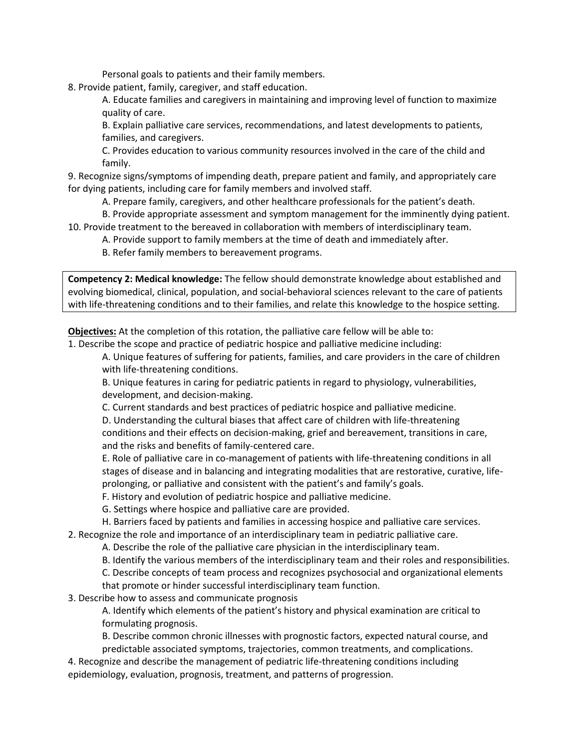Personal goals to patients and their family members.

8. Provide patient, family, caregiver, and staff education.
    A. Educate families and caregivers in maintaining and improving level of function to maximize quality of care.
    B. Explain palliative care services, recommendations, and latest developments to patients, families, and caregivers.
    C. Provides education to various community resources involved in the care of the child and family.
9. Recognize signs/symptoms of impending death, prepare patient and family, and appropriately care for dying patients, including care for family members and involved staff.
    A. Prepare family, caregivers, and other healthcare professionals for the patient's death.
    B. Provide appropriate assessment and symptom management for the imminently dying patient.
10. Provide treatment to the bereaved in collaboration with members of interdisciplinary team.
    A. Provide support to family members at the time of death and immediately after.
    B. Refer family members to bereavement programs.

**Competency 2: Medical knowledge:** The fellow should demonstrate knowledge about established and evolving biomedical, clinical, population, and social-behavioral sciences relevant to the care of patients with life-threatening conditions and to their families, and relate this knowledge to the hospice setting.

**Objectives:** At the completion of this rotation, the palliative care fellow will be able to:

1. Describe the scope and practice of pediatric hospice and palliative medicine including:
    A. Unique features of suffering for patients, families, and care providers in the care of children with life-threatening conditions.
    B. Unique features in caring for pediatric patients in regard to physiology, vulnerabilities, development, and decision-making.
    C. Current standards and best practices of pediatric hospice and palliative medicine.
    D. Understanding the cultural biases that affect care of children with life-threatening conditions and their effects on decision-making, grief and bereavement, transitions in care, and the risks and benefits of family-centered care.
    E. Role of palliative care in co-management of patients with life-threatening conditions in all stages of disease and in balancing and integrating modalities that are restorative, curative, life-prolonging, or palliative and consistent with the patient's and family's goals.
    F. History and evolution of pediatric hospice and palliative medicine.
    G. Settings where hospice and palliative care are provided.
    H. Barriers faced by patients and families in accessing hospice and palliative care services.
2. Recognize the role and importance of an interdisciplinary team in pediatric palliative care.
    A. Describe the role of the palliative care physician in the interdisciplinary team.
    B. Identify the various members of the interdisciplinary team and their roles and responsibilities.
    C. Describe concepts of team process and recognizes psychosocial and organizational elements that promote or hinder successful interdisciplinary team function.
3. Describe how to assess and communicate prognosis
    A. Identify which elements of the patient's history and physical examination are critical to formulating prognosis.
    B. Describe common chronic illnesses with prognostic factors, expected natural course, and predictable associated symptoms, trajectories, common treatments, and complications.
4. Recognize and describe the management of pediatric life-threatening conditions including epidemiology, evaluation, prognosis, treatment, and patterns of progression.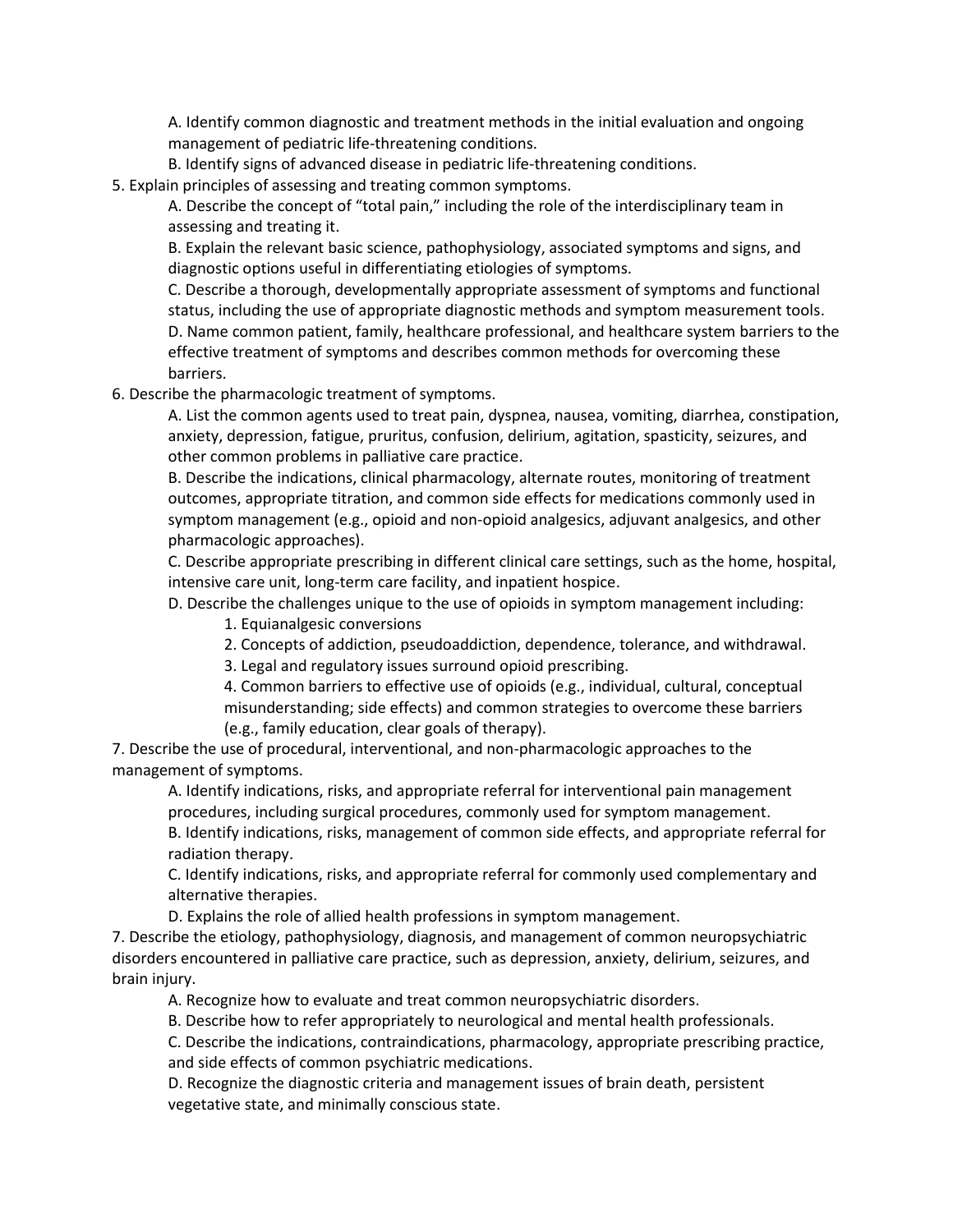A. Identify common diagnostic and treatment methods in the initial evaluation and ongoing management of pediatric life-threatening conditions.
B. Identify signs of advanced disease in pediatric life-threatening conditions.

5. Explain principles of assessing and treating common symptoms.
   A. Describe the concept of "total pain," including the role of the interdisciplinary team in assessing and treating it.
   B. Explain the relevant basic science, pathophysiology, associated symptoms and signs, and diagnostic options useful in differentiating etiologies of symptoms.
   C. Describe a thorough, developmentally appropriate assessment of symptoms and functional status, including the use of appropriate diagnostic methods and symptom measurement tools.
   D. Name common patient, family, healthcare professional, and healthcare system barriers to the effective treatment of symptoms and describes common methods for overcoming these barriers.
6. Describe the pharmacologic treatment of symptoms.
   A. List the common agents used to treat pain, dyspnea, nausea, vomiting, diarrhea, constipation, anxiety, depression, fatigue, pruritus, confusion, delirium, agitation, spasticity, seizures, and other common problems in palliative care practice.
   B. Describe the indications, clinical pharmacology, alternate routes, monitoring of treatment outcomes, appropriate titration, and common side effects for medications commonly used in symptom management (e.g., opioid and non-opioid analgesics, adjuvant analgesics, and other pharmacologic approaches).
   C. Describe appropriate prescribing in different clinical care settings, such as the home, hospital, intensive care unit, long-term care facility, and inpatient hospice.
   D. Describe the challenges unique to the use of opioids in symptom management including:
      1. Equianalgesic conversions
      2. Concepts of addiction, pseudoaddiction, dependence, tolerance, and withdrawal.
      3. Legal and regulatory issues surround opioid prescribing.
      4. Common barriers to effective use of opioids (e.g., individual, cultural, conceptual misunderstanding; side effects) and common strategies to overcome these barriers (e.g., family education, clear goals of therapy).
7. Describe the use of procedural, interventional, and non-pharmacologic approaches to the management of symptoms.
   A. Identify indications, risks, and appropriate referral for interventional pain management procedures, including surgical procedures, commonly used for symptom management.
   B. Identify indications, risks, management of common side effects, and appropriate referral for radiation therapy.
   C. Identify indications, risks, and appropriate referral for commonly used complementary and alternative therapies.
   D. Explains the role of allied health professions in symptom management.

7\. Describe the etiology, pathophysiology, diagnosis, and management of common neuropsychiatric disorders encountered in palliative care practice, such as depression, anxiety, delirium, seizures, and brain injury.
   A. Recognize how to evaluate and treat common neuropsychiatric disorders.
   B. Describe how to refer appropriately to neurological and mental health professionals.
   C. Describe the indications, contraindications, pharmacology, appropriate prescribing practice, and side effects of common psychiatric medications.
   D. Recognize the diagnostic criteria and management issues of brain death, persistent vegetative state, and minimally conscious state.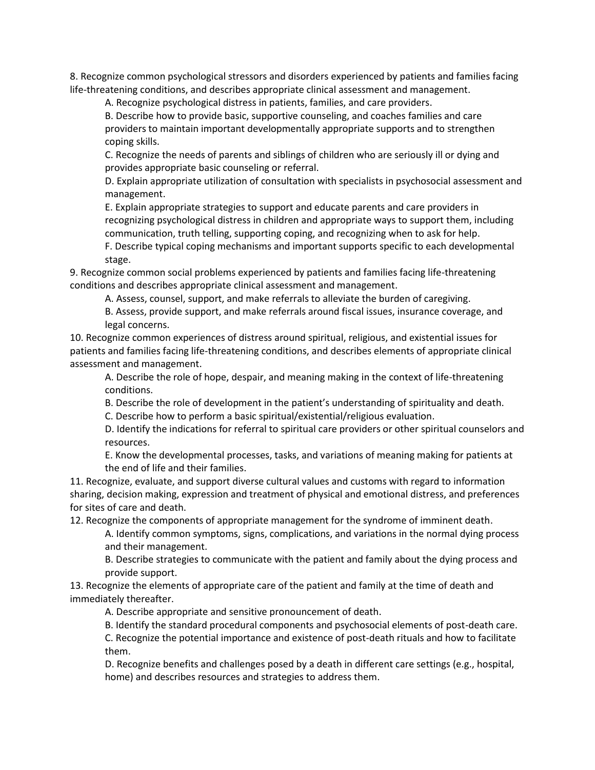8. Recognize common psychological stressors and disorders experienced by patients and families facing life-threatening conditions, and describes appropriate clinical assessment and management.

   A. Recognize psychological distress in patients, families, and care providers.

   B. Describe how to provide basic, supportive counseling, and coaches families and care providers to maintain important developmentally appropriate supports and to strengthen coping skills.

   C. Recognize the needs of parents and siblings of children who are seriously ill or dying and provides appropriate basic counseling or referral.

   D. Explain appropriate utilization of consultation with specialists in psychosocial assessment and management.

   E. Explain appropriate strategies to support and educate parents and care providers in recognizing psychological distress in children and appropriate ways to support them, including communication, truth telling, supporting coping, and recognizing when to ask for help.

   F. Describe typical coping mechanisms and important supports specific to each developmental stage.

9. Recognize common social problems experienced by patients and families facing life-threatening conditions and describes appropriate clinical assessment and management.

   A. Assess, counsel, support, and make referrals to alleviate the burden of caregiving.

   B. Assess, provide support, and make referrals around fiscal issues, insurance coverage, and legal concerns.

10. Recognize common experiences of distress around spiritual, religious, and existential issues for patients and families facing life-threatening conditions, and describes elements of appropriate clinical assessment and management.

    A. Describe the role of hope, despair, and meaning making in the context of life-threatening conditions.

    B. Describe the role of development in the patient's understanding of spirituality and death.

    C. Describe how to perform a basic spiritual/existential/religious evaluation.

    D. Identify the indications for referral to spiritual care providers or other spiritual counselors and resources.

    E. Know the developmental processes, tasks, and variations of meaning making for patients at the end of life and their families.

11. Recognize, evaluate, and support diverse cultural values and customs with regard to information sharing, decision making, expression and treatment of physical and emotional distress, and preferences for sites of care and death.

12. Recognize the components of appropriate management for the syndrome of imminent death.

    A. Identify common symptoms, signs, complications, and variations in the normal dying process and their management.

    B. Describe strategies to communicate with the patient and family about the dying process and provide support.

13. Recognize the elements of appropriate care of the patient and family at the time of death and immediately thereafter.

    A. Describe appropriate and sensitive pronouncement of death.

    B. Identify the standard procedural components and psychosocial elements of post-death care.

    C. Recognize the potential importance and existence of post-death rituals and how to facilitate them.

    D. Recognize benefits and challenges posed by a death in different care settings (e.g., hospital, home) and describes resources and strategies to address them.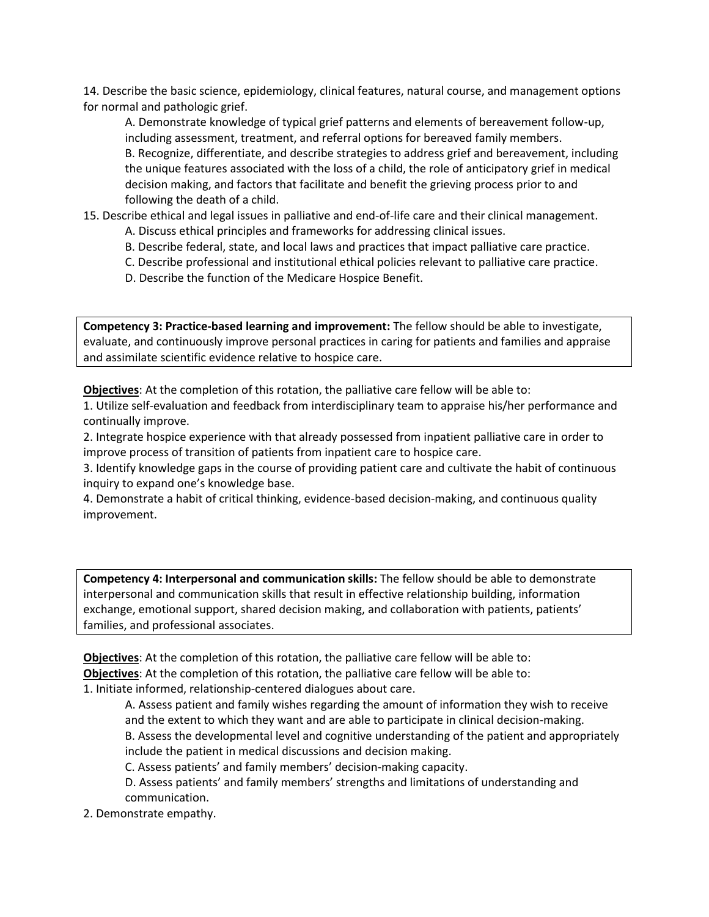14. Describe the basic science, epidemiology, clinical features, natural course, and management options for normal and pathologic grief.
    - A. Demonstrate knowledge of typical grief patterns and elements of bereavement follow-up, including assessment, treatment, and referral options for bereaved family members.
    - B. Recognize, differentiate, and describe strategies to address grief and bereavement, including the unique features associated with the loss of a child, the role of anticipatory grief in medical decision making, and factors that facilitate and benefit the grieving process prior to and following the death of a child.
15. Describe ethical and legal issues in palliative and end-of-life care and their clinical management.
    - A. Discuss ethical principles and frameworks for addressing clinical issues.
    - B. Describe federal, state, and local laws and practices that impact palliative care practice.
    - C. Describe professional and institutional ethical policies relevant to palliative care practice.
    - D. Describe the function of the Medicare Hospice Benefit.

**Competency 3: Practice-based learning and improvement:** The fellow should be able to investigate, evaluate, and continuously improve personal practices in caring for patients and families and appraise and assimilate scientific evidence relative to hospice care.

**<u>Objectives</u>**: At the completion of this rotation, the palliative care fellow will be able to:

1. Utilize self-evaluation and feedback from interdisciplinary team to appraise his/her performance and continually improve.
2. Integrate hospice experience with that already possessed from inpatient palliative care in order to improve process of transition of patients from inpatient care to hospice care.
3. Identify knowledge gaps in the course of providing patient care and cultivate the habit of continuous inquiry to expand one's knowledge base.
4. Demonstrate a habit of critical thinking, evidence-based decision-making, and continuous quality improvement.

**Competency 4: Interpersonal and communication skills:** The fellow should be able to demonstrate interpersonal and communication skills that result in effective relationship building, information exchange, emotional support, shared decision making, and collaboration with patients, patients' families, and professional associates.

**<u>Objectives</u>**: At the completion of this rotation, the palliative care fellow will be able to:

**<u>Objectives</u>**: At the completion of this rotation, the palliative care fellow will be able to:

1. Initiate informed, relationship-centered dialogues about care.
    - A. Assess patient and family wishes regarding the amount of information they wish to receive and the extent to which they want and are able to participate in clinical decision-making.
    - B. Assess the developmental level and cognitive understanding of the patient and appropriately include the patient in medical discussions and decision making.
    - C. Assess patients' and family members' decision-making capacity.
    - D. Assess patients' and family members' strengths and limitations of understanding and communication.
2. Demonstrate empathy.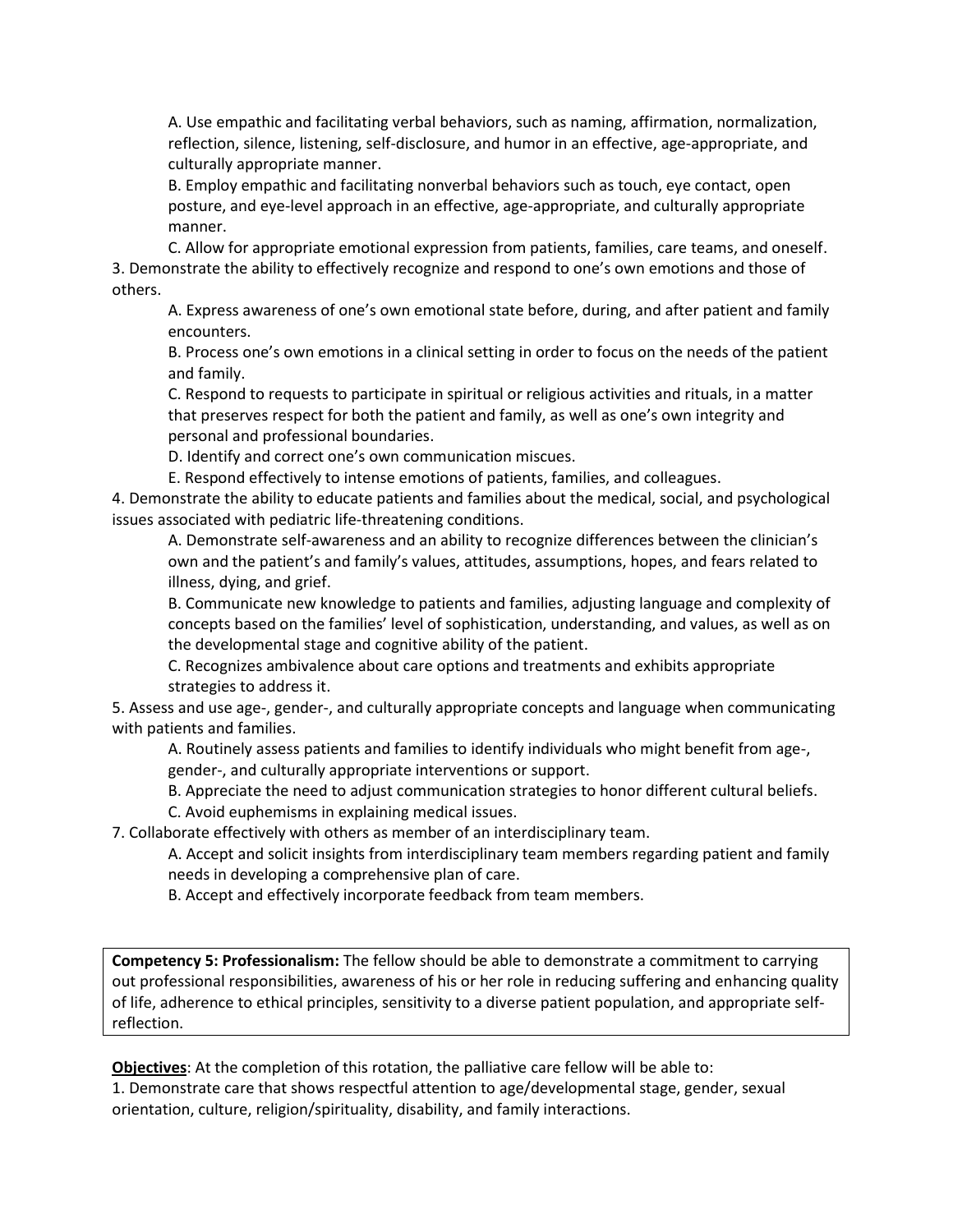A. Use empathic and facilitating verbal behaviors, such as naming, affirmation, normalization, reflection, silence, listening, self-disclosure, and humor in an effective, age-appropriate, and culturally appropriate manner.

B. Employ empathic and facilitating nonverbal behaviors such as touch, eye contact, open posture, and eye-level approach in an effective, age-appropriate, and culturally appropriate manner.

C. Allow for appropriate emotional expression from patients, families, care teams, and oneself.

3. Demonstrate the ability to effectively recognize and respond to one's own emotions and those of others.

A. Express awareness of one's own emotional state before, during, and after patient and family encounters.

B. Process one's own emotions in a clinical setting in order to focus on the needs of the patient and family.

C. Respond to requests to participate in spiritual or religious activities and rituals, in a matter that preserves respect for both the patient and family, as well as one's own integrity and personal and professional boundaries.

D. Identify and correct one's own communication miscues.

E. Respond effectively to intense emotions of patients, families, and colleagues.

4. Demonstrate the ability to educate patients and families about the medical, social, and psychological issues associated with pediatric life-threatening conditions.

A. Demonstrate self-awareness and an ability to recognize differences between the clinician's own and the patient's and family's values, attitudes, assumptions, hopes, and fears related to illness, dying, and grief.

B. Communicate new knowledge to patients and families, adjusting language and complexity of concepts based on the families' level of sophistication, understanding, and values, as well as on the developmental stage and cognitive ability of the patient.

C. Recognizes ambivalence about care options and treatments and exhibits appropriate strategies to address it.

5. Assess and use age-, gender-, and culturally appropriate concepts and language when communicating with patients and families.

A. Routinely assess patients and families to identify individuals who might benefit from age-, gender-, and culturally appropriate interventions or support.

B. Appreciate the need to adjust communication strategies to honor different cultural beliefs.

C. Avoid euphemisms in explaining medical issues.

7. Collaborate effectively with others as member of an interdisciplinary team.

A. Accept and solicit insights from interdisciplinary team members regarding patient and family needs in developing a comprehensive plan of care.

B. Accept and effectively incorporate feedback from team members.

**Competency 5: Professionalism:** The fellow should be able to demonstrate a commitment to carrying out professional responsibilities, awareness of his or her role in reducing suffering and enhancing quality of life, adherence to ethical principles, sensitivity to a diverse patient population, and appropriate self-reflection.

**Objectives**: At the completion of this rotation, the palliative care fellow will be able to:

1. Demonstrate care that shows respectful attention to age/developmental stage, gender, sexual orientation, culture, religion/spirituality, disability, and family interactions.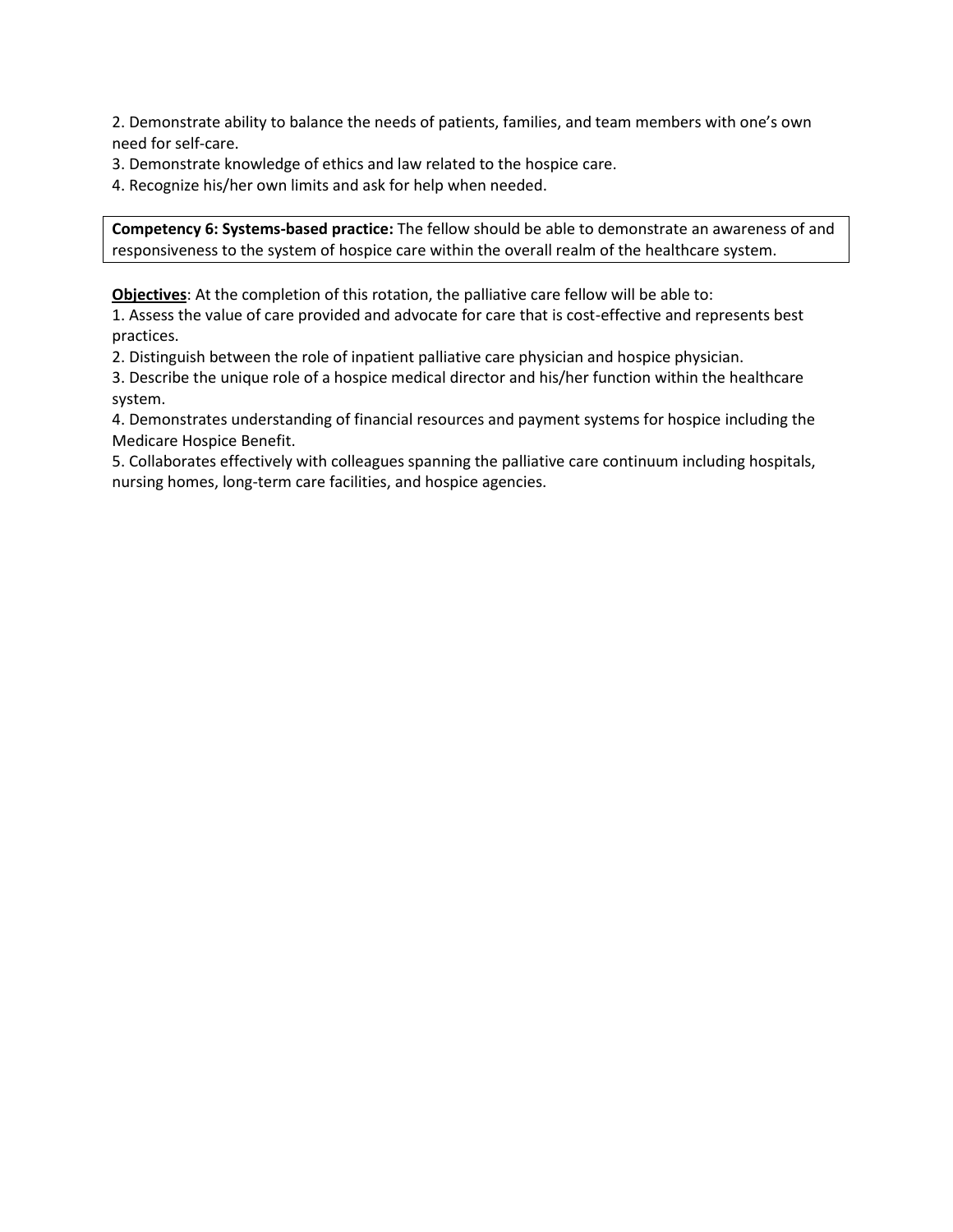2. Demonstrate ability to balance the needs of patients, families, and team members with one's own need for self-care.
3. Demonstrate knowledge of ethics and law related to the hospice care.
4. Recognize his/her own limits and ask for help when needed.

**Competency 6: Systems-based practice:** The fellow should be able to demonstrate an awareness of and responsiveness to the system of hospice care within the overall realm of the healthcare system.

**Objectives**: At the completion of this rotation, the palliative care fellow will be able to:

1. Assess the value of care provided and advocate for care that is cost-effective and represents best practices.
2. Distinguish between the role of inpatient palliative care physician and hospice physician.
3. Describe the unique role of a hospice medical director and his/her function within the healthcare system.
4. Demonstrates understanding of financial resources and payment systems for hospice including the Medicare Hospice Benefit.
5. Collaborates effectively with colleagues spanning the palliative care continuum including hospitals, nursing homes, long-term care facilities, and hospice agencies.